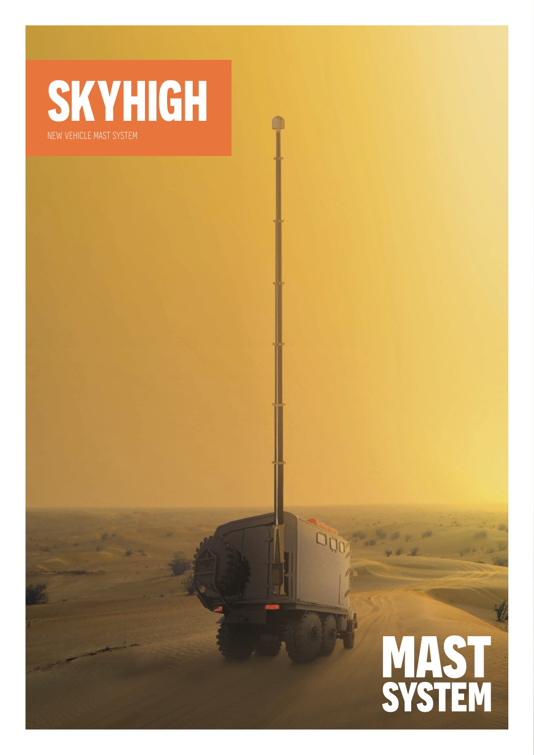# SKYHIGH

NEW VEHICLE MAST SYSTEM

# MAST SYSTEM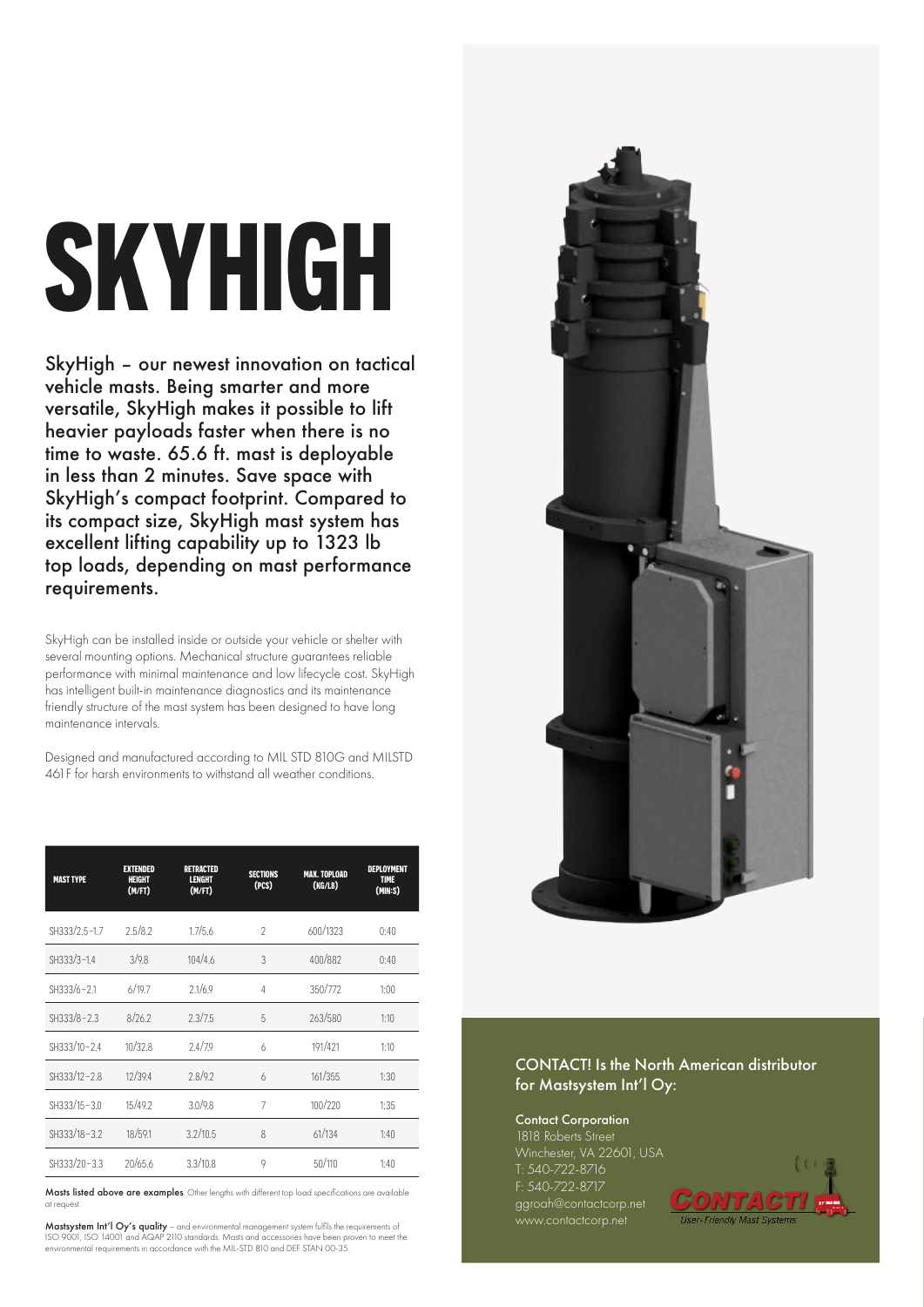# SKYHIGH

## SkyHigh – our newest innovation on tactical vehicle masts. Being smarter and more versatile, SkyHigh makes it possible to lift heavier payloads faster when there is no time to waste. 65.6 ft. mast is deployable in less than 2 minutes. Save space with SkyHigh's compact footprint. Compared to its compact size, SkyHigh mast system has excellent lifting capability up to 1323 lb top loads, depending on mast performance requirements.

SkyHigh can be installed inside or outside your vehicle or shelter with several mounting options. Mechanical structure guarantees reliable performance with minimal maintenance and low lifecycle cost. SkyHigh has intelligent built-in maintenance diagnostics and its maintenance friendly structure of the mast system has been designed to have long maintenance intervals.

Designed and manufactured according to MIL STD 810G and MILSTD 461F for harsh environments to withstand all weather conditions.

| MAST TYPE | EXTENDED HEIGHT (M/FT) | RETRACTED LENGHT (M/FT) | SECTIONS (PCS) | MAX. TOPLOAD (KG/LB) | DEPLOYMENT TIME (MIN:S) |
|---|---|---|---|---|---|
| SH333/2.5–1.7 | 2.5/8.2 | 1.7/5.6 | 2 | 600/1323 | 0:40 |
| SH333/3–1.4 | 3/9.8 | 104/4.6 | 3 | 400/882 | 0:40 |
| SH333/6–2.1 | 6/19.7 | 2.1/6.9 | 4 | 350/772 | 1:00 |
| SH333/8–2.3 | 8/26.2 | 2.3/7.5 | 5 | 263/580 | 1:10 |
| SH333/10–2.4 | 10/32.8 | 2.4/7.9 | 6 | 191/421 | 1:10 |
| SH333/12–2.8 | 12/39.4 | 2.8/9.2 | 6 | 161/355 | 1:30 |
| SH333/15–3.0 | 15/49.2 | 3.0/9.8 | 7 | 100/220 | 1:35 |
| SH333/18–3.2 | 18/59.1 | 3.2/10.5 | 8 | 61/134 | 1:40 |
| SH333/20–3.3 | 20/65.6 | 3.3/10.8 | 9 | 50/110 | 1:40 |

**Masts listed above are examples**. Other lengths with different top load specifications are available at request.

**Mastsystem Int'l Oy's quality** – and environmental management system fulfils the requirements of ISO 9001, ISO 14001 and AQAP 2110 standards. Masts and accessories have been proven to meet the environmental requirements in accordance with the MIL-STD 810 and DEF STAN 00-35.

CONTACT! Is the North American distributor for Mastsystem Int'l Oy:

**Contact Corporation**
1818 Roberts Street
Winchester, VA 22601, USA
T: 540-722-8716
F: 540-722-8717
ggroah@contactcorp.net
www.contactcorp.net

CONTACT! User-Friendly Mast Systems